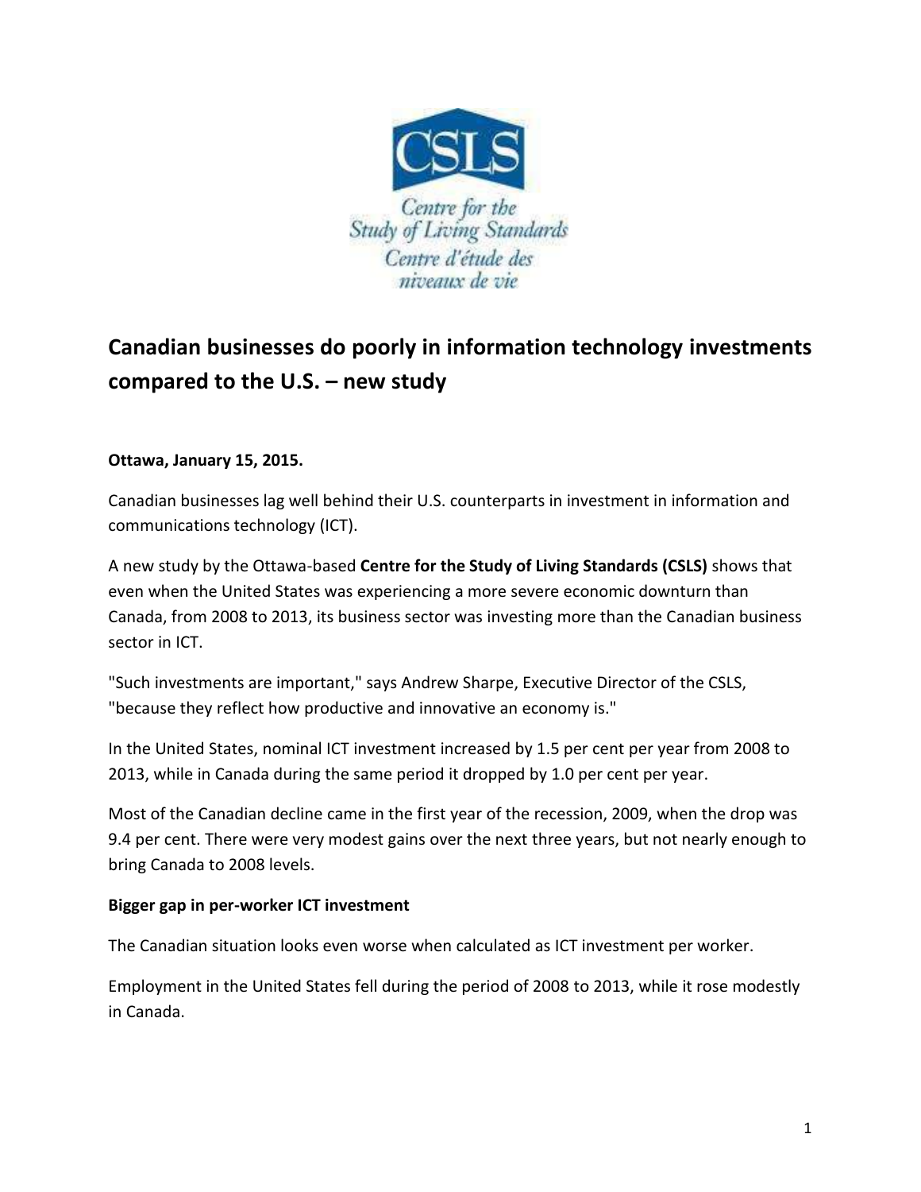CSLS

Centre for the Study of Living Standards

Centre d'étude des niveaux de vie

# Canadian businesses do poorly in information technology investments compared to the U.S. – new study

**Ottawa, January 15, 2015.**

Canadian businesses lag well behind their U.S. counterparts in investment in information and communications technology (ICT).

A new study by the Ottawa-based **Centre for the Study of Living Standards (CSLS)** shows that even when the United States was experiencing a more severe economic downturn than Canada, from 2008 to 2013, its business sector was investing more than the Canadian business sector in ICT.

"Such investments are important," says Andrew Sharpe, Executive Director of the CSLS, "because they reflect how productive and innovative an economy is."

In the United States, nominal ICT investment increased by 1.5 per cent per year from 2008 to 2013, while in Canada during the same period it dropped by 1.0 per cent per year.

Most of the Canadian decline came in the first year of the recession, 2009, when the drop was 9.4 per cent. There were very modest gains over the next three years, but not nearly enough to bring Canada to 2008 levels.

**Bigger gap in per-worker ICT investment**

The Canadian situation looks even worse when calculated as ICT investment per worker.

Employment in the United States fell during the period of 2008 to 2013, while it rose modestly in Canada.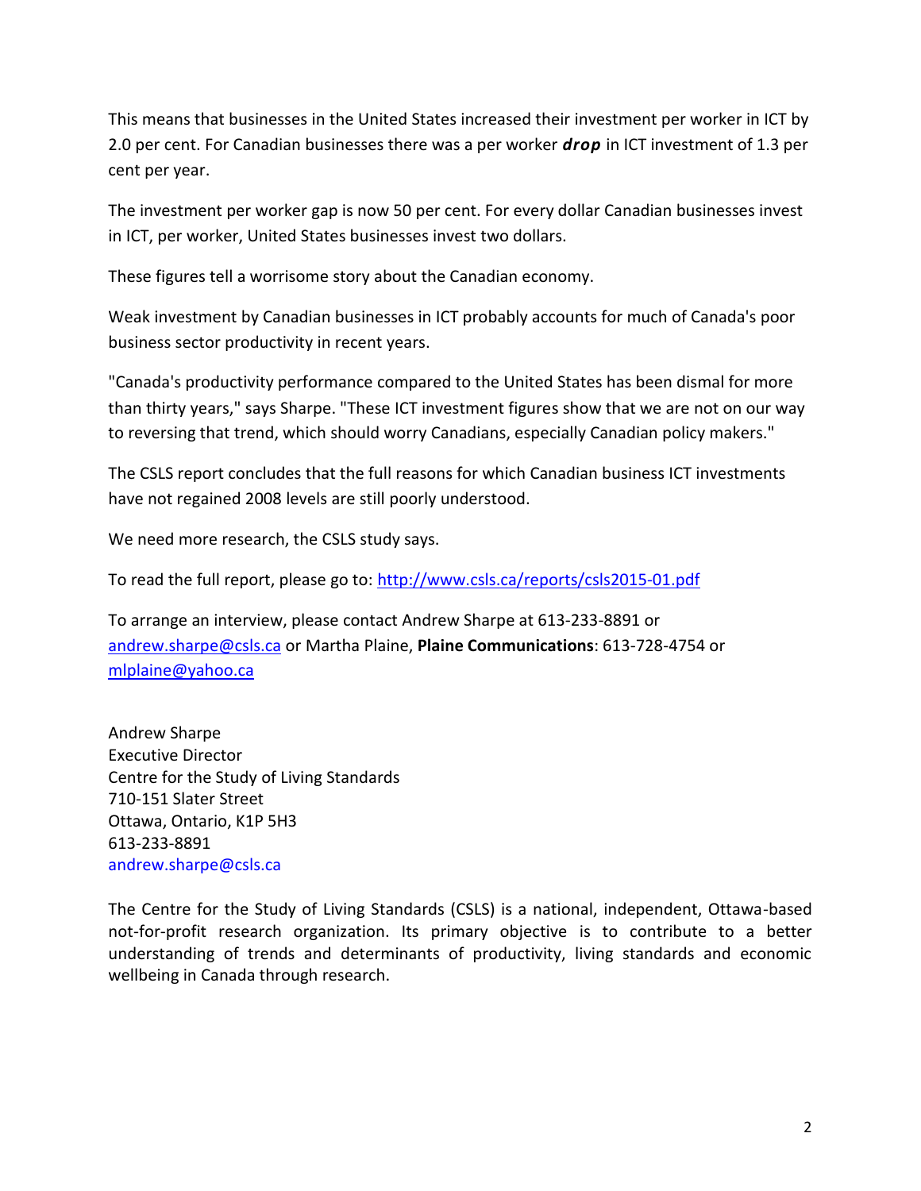This means that businesses in the United States increased their investment per worker in ICT by 2.0 per cent. For Canadian businesses there was a per worker ***drop*** in ICT investment of 1.3 per cent per year.

The investment per worker gap is now 50 per cent. For every dollar Canadian businesses invest in ICT, per worker, United States businesses invest two dollars.

These figures tell a worrisome story about the Canadian economy.

Weak investment by Canadian businesses in ICT probably accounts for much of Canada's poor business sector productivity in recent years.

"Canada's productivity performance compared to the United States has been dismal for more than thirty years," says Sharpe. "These ICT investment figures show that we are not on our way to reversing that trend, which should worry Canadians, especially Canadian policy makers."

The CSLS report concludes that the full reasons for which Canadian business ICT investments have not regained 2008 levels are still poorly understood.

We need more research, the CSLS study says.

To read the full report, please go to: http://www.csls.ca/reports/csls2015-01.pdf

To arrange an interview, please contact Andrew Sharpe at 613-233-8891 or andrew.sharpe@csls.ca or Martha Plaine, **Plaine Communications**: 613-728-4754 or mlplaine@yahoo.ca

Andrew Sharpe
Executive Director
Centre for the Study of Living Standards
710-151 Slater Street
Ottawa, Ontario, K1P 5H3
613-233-8891
andrew.sharpe@csls.ca

The Centre for the Study of Living Standards (CSLS) is a national, independent, Ottawa-based not-for-profit research organization. Its primary objective is to contribute to a better understanding of trends and determinants of productivity, living standards and economic wellbeing in Canada through research.